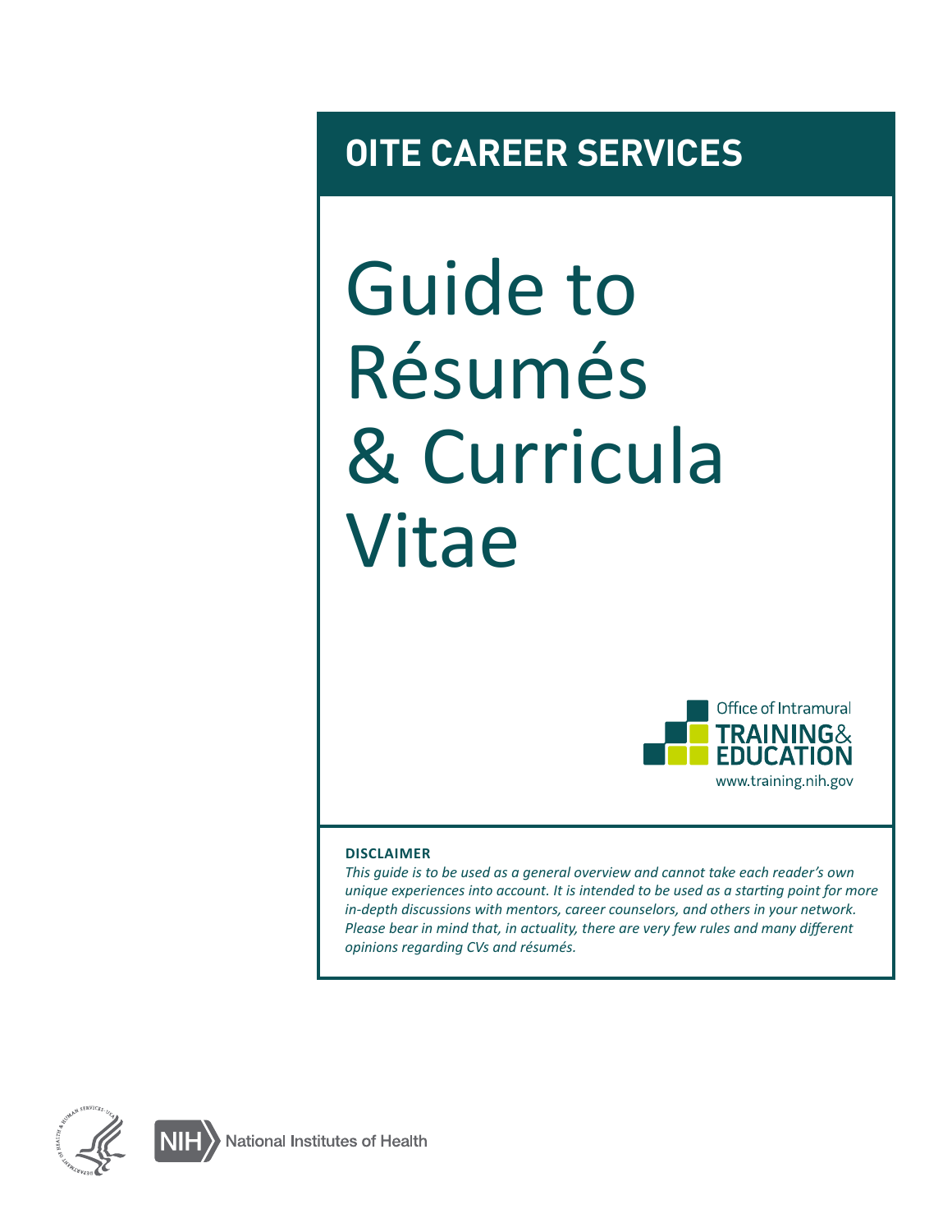**OITE CAREER SERVICES**

# Guide to Résumés & Curricula Vitae

Office of Intramural TRAINING & EDUCATION

www.training.nih.gov

**DISCLAIMER**

*This guide is to be used as a general overview and cannot take each reader's own unique experiences into account. It is intended to be used as a starting point for more in-depth discussions with mentors, career counselors, and others in your network. Please bear in mind that, in actuality, there are very few rules and many different opinions regarding CVs and résumés.*

NIH National Institutes of Health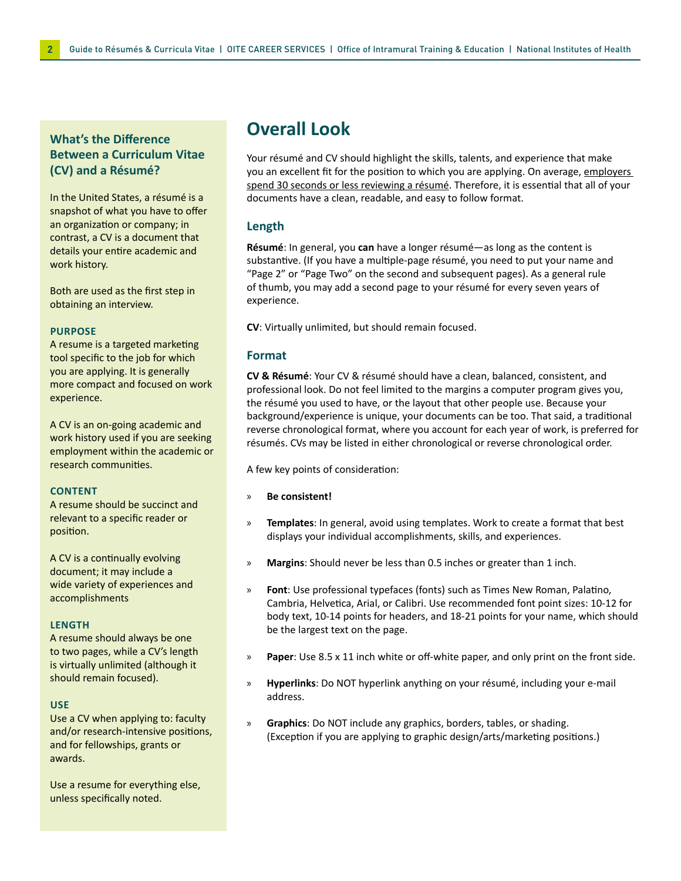## What's the Difference Between a Curriculum Vitae (CV) and a Résumé?

In the United States, a résumé is a snapshot of what you have to offer an organization or company; in contrast, a CV is a document that details your entire academic and work history.

Both are used as the first step in obtaining an interview.

### PURPOSE

A resume is a targeted marketing tool specific to the job for which you are applying. It is generally more compact and focused on work experience.

A CV is an on-going academic and work history used if you are seeking employment within the academic or research communities.

### CONTENT

A resume should be succinct and relevant to a specific reader or position.

A CV is a continually evolving document; it may include a wide variety of experiences and accomplishments

### LENGTH

A resume should always be one to two pages, while a CV's length is virtually unlimited (although it should remain focused).

### USE

Use a CV when applying to: faculty and/or research-intensive positions, and for fellowships, grants or awards.

Use a resume for everything else, unless specifically noted.

# Overall Look

Your résumé and CV should highlight the skills, talents, and experience that make you an excellent fit for the position to which you are applying. On average, employers spend 30 seconds or less reviewing a résumé. Therefore, it is essential that all of your documents have a clean, readable, and easy to follow format.

## Length

**Résumé**: In general, you **can** have a longer résumé—as long as the content is substantive. (If you have a multiple-page résumé, you need to put your name and "Page 2" or "Page Two" on the second and subsequent pages). As a general rule of thumb, you may add a second page to your résumé for every seven years of experience.

**CV**: Virtually unlimited, but should remain focused.

## Format

**CV & Résumé**: Your CV & résumé should have a clean, balanced, consistent, and professional look. Do not feel limited to the margins a computer program gives you, the résumé you used to have, or the layout that other people use. Because your background/experience is unique, your documents can be too. That said, a traditional reverse chronological format, where you account for each year of work, is preferred for résumés. CVs may be listed in either chronological or reverse chronological order.

A few key points of consideration:

- **Be consistent!**
- **Templates**: In general, avoid using templates. Work to create a format that best displays your individual accomplishments, skills, and experiences.
- **Margins**: Should never be less than 0.5 inches or greater than 1 inch.
- **Font**: Use professional typefaces (fonts) such as Times New Roman, Palatino, Cambria, Helvetica, Arial, or Calibri. Use recommended font point sizes: 10-12 for body text, 10-14 points for headers, and 18-21 points for your name, which should be the largest text on the page.
- **Paper**: Use 8.5 x 11 inch white or off-white paper, and only print on the front side.
- **Hyperlinks**: Do NOT hyperlink anything on your résumé, including your e-mail address.
- **Graphics**: Do NOT include any graphics, borders, tables, or shading. (Exception if you are applying to graphic design/arts/marketing positions.)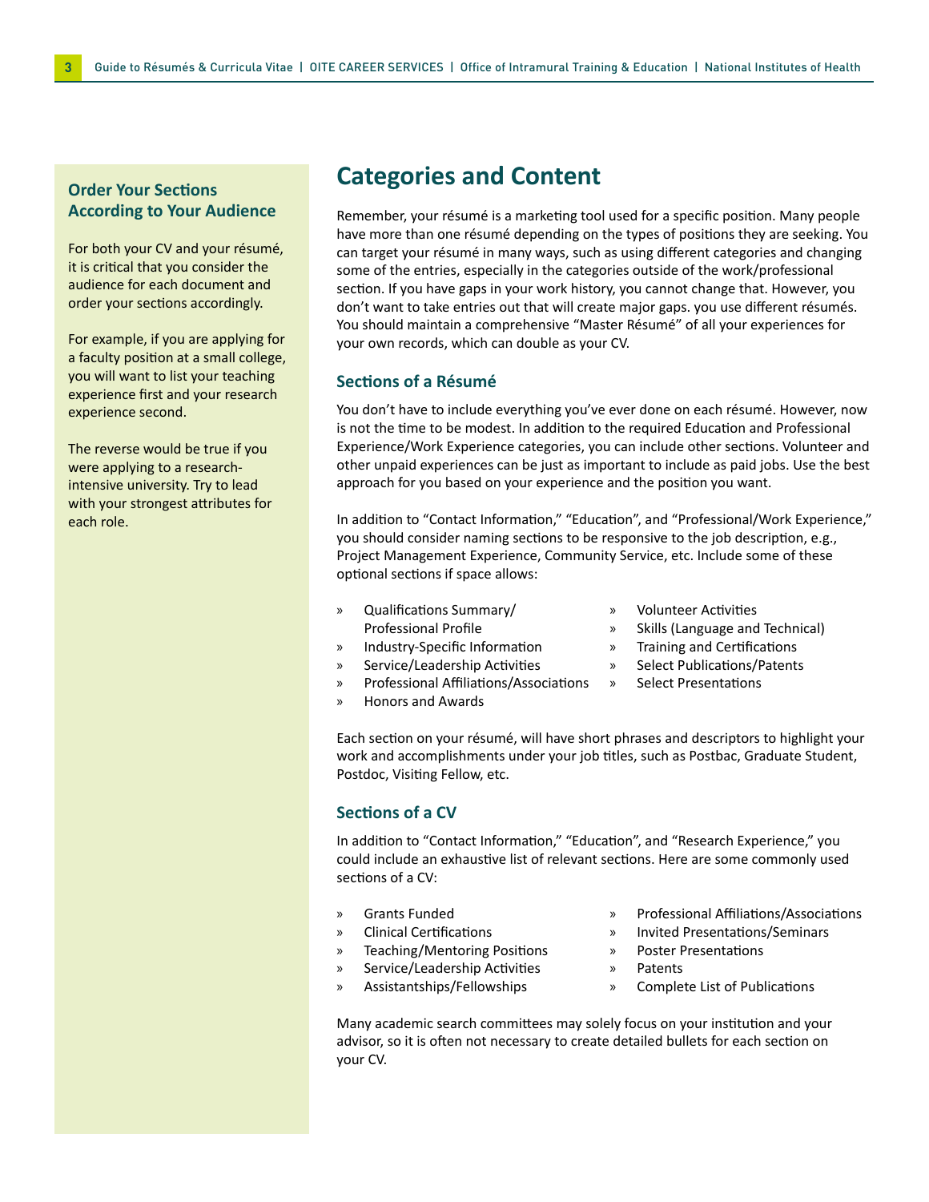### Order Your Sections According to Your Audience

For both your CV and your résumé, it is critical that you consider the audience for each document and order your sections accordingly.

For example, if you are applying for a faculty position at a small college, you will want to list your teaching experience first and your research experience second.

The reverse would be true if you were applying to a research-intensive university. Try to lead with your strongest attributes for each role.

## Categories and Content

Remember, your résumé is a marketing tool used for a specific position. Many people have more than one résumé depending on the types of positions they are seeking. You can target your résumé in many ways, such as using different categories and changing some of the entries, especially in the categories outside of the work/professional section. If you have gaps in your work history, you cannot change that. However, you don't want to take entries out that will create major gaps. you use different résumés. You should maintain a comprehensive "Master Résumé" of all your experiences for your own records, which can double as your CV.

### Sections of a Résumé

You don't have to include everything you've ever done on each résumé. However, now is not the time to be modest. In addition to the required Education and Professional Experience/Work Experience categories, you can include other sections. Volunteer and other unpaid experiences can be just as important to include as paid jobs. Use the best approach for you based on your experience and the position you want.

In addition to "Contact Information," "Education", and "Professional/Work Experience," you should consider naming sections to be responsive to the job description, e.g., Project Management Experience, Community Service, etc. Include some of these optional sections if space allows:

» Qualifications Summary/ Professional Profile
» Industry-Specific Information
» Service/Leadership Activities
» Professional Affiliations/Associations
» Honors and Awards
» Volunteer Activities
» Skills (Language and Technical)
» Training and Certifications
» Select Publications/Patents
» Select Presentations

Each section on your résumé, will have short phrases and descriptors to highlight your work and accomplishments under your job titles, such as Postbac, Graduate Student, Postdoc, Visiting Fellow, etc.

### Sections of a CV

In addition to "Contact Information," "Education", and "Research Experience," you could include an exhaustive list of relevant sections. Here are some commonly used sections of a CV:

» Grants Funded
» Clinical Certifications
» Teaching/Mentoring Positions
» Service/Leadership Activities
» Assistantships/Fellowships
» Professional Affiliations/Associations
» Invited Presentations/Seminars
» Poster Presentations
» Patents
» Complete List of Publications

Many academic search committees may solely focus on your institution and your advisor, so it is often not necessary to create detailed bullets for each section on your CV.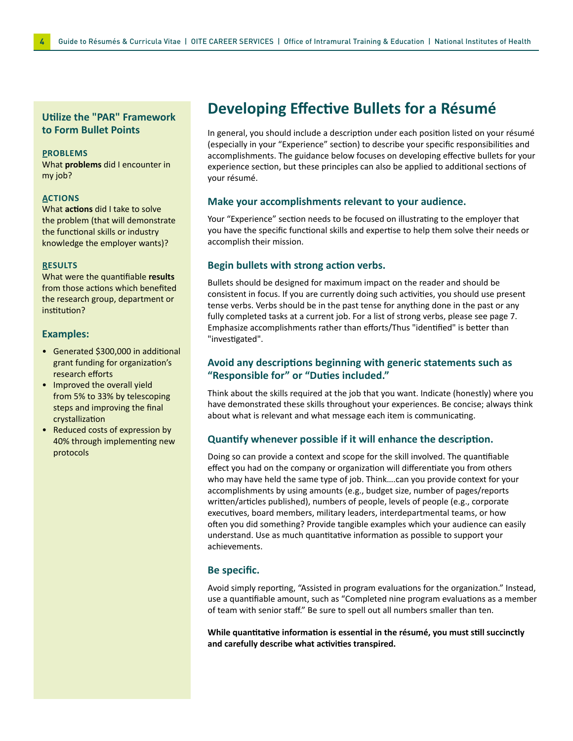## Utilize the "PAR" Framework to Form Bullet Points

**PROBLEMS**
What **problems** did I encounter in my job?

**ACTIONS**
What **actions** did I take to solve the problem (that will demonstrate the functional skills or industry knowledge the employer wants)?

**RESULTS**
What were the quantifiable **results** from those actions which benefited the research group, department or institution?

### Examples:

- Generated $300,000 in additional grant funding for organization's research efforts
- Improved the overall yield from 5% to 33% by telescoping steps and improving the final crystallization
- Reduced costs of expression by 40% through implementing new protocols

# Developing Effective Bullets for a Résumé

In general, you should include a description under each position listed on your résumé (especially in your "Experience" section) to describe your specific responsibilities and accomplishments. The guidance below focuses on developing effective bullets for your experience section, but these principles can also be applied to additional sections of your résumé.

### Make your accomplishments relevant to your audience.

Your "Experience" section needs to be focused on illustrating to the employer that you have the specific functional skills and expertise to help them solve their needs or accomplish their mission.

### Begin bullets with strong action verbs.

Bullets should be designed for maximum impact on the reader and should be consistent in focus. If you are currently doing such activities, you should use present tense verbs. Verbs should be in the past tense for anything done in the past or any fully completed tasks at a current job. For a list of strong verbs, please see page 7. Emphasize accomplishments rather than efforts/Thus "identified" is better than "investigated".

### Avoid any descriptions beginning with generic statements such as "Responsible for" or "Duties included."

Think about the skills required at the job that you want. Indicate (honestly) where you have demonstrated these skills throughout your experiences. Be concise; always think about what is relevant and what message each item is communicating.

### Quantify whenever possible if it will enhance the description.

Doing so can provide a context and scope for the skill involved. The quantifiable effect you had on the company or organization will differentiate you from others who may have held the same type of job. Think….can you provide context for your accomplishments by using amounts (e.g., budget size, number of pages/reports written/articles published), numbers of people, levels of people (e.g., corporate executives, board members, military leaders, interdepartmental teams, or how often you did something? Provide tangible examples which your audience can easily understand. Use as much quantitative information as possible to support your achievements.

### Be specific.

Avoid simply reporting, "Assisted in program evaluations for the organization." Instead, use a quantifiable amount, such as "Completed nine program evaluations as a member of team with senior staff." Be sure to spell out all numbers smaller than ten.

**While quantitative information is essential in the résumé, you must still succinctly and carefully describe what activities transpired.**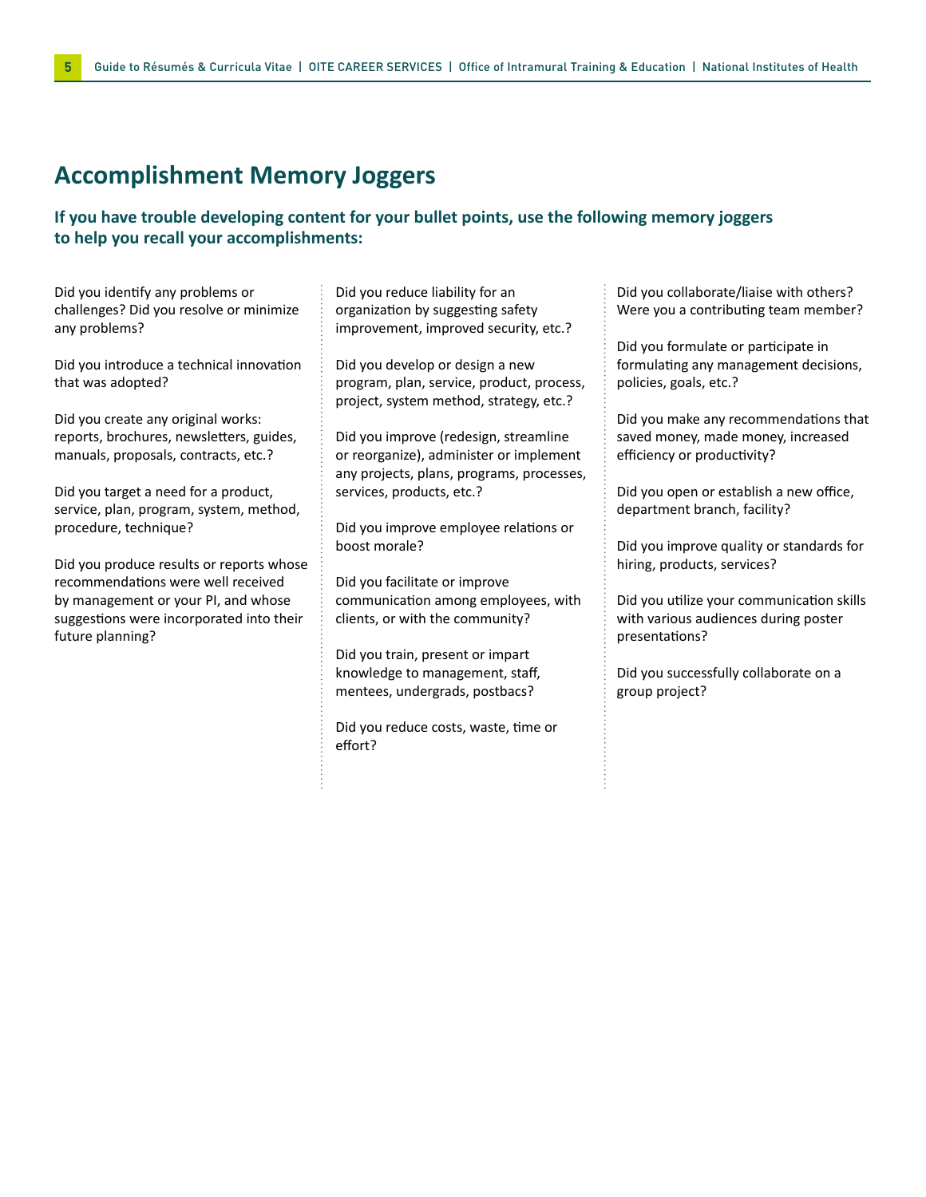# Accomplishment Memory Joggers

**If you have trouble developing content for your bullet points, use the following memory joggers to help you recall your accomplishments:**

Did you identify any problems or challenges? Did you resolve or minimize any problems?

Did you introduce a technical innovation that was adopted?

Did you create any original works: reports, brochures, newsletters, guides, manuals, proposals, contracts, etc.?

Did you target a need for a product, service, plan, program, system, method, procedure, technique?

Did you produce results or reports whose recommendations were well received by management or your PI, and whose suggestions were incorporated into their future planning?

Did you reduce liability for an organization by suggesting safety improvement, improved security, etc.?

Did you develop or design a new program, plan, service, product, process, project, system method, strategy, etc.?

Did you improve (redesign, streamline or reorganize), administer or implement any projects, plans, programs, processes, services, products, etc.?

Did you improve employee relations or boost morale?

Did you facilitate or improve communication among employees, with clients, or with the community?

Did you train, present or impart knowledge to management, staff, mentees, undergrads, postbacs?

Did you reduce costs, waste, time or effort?

Did you collaborate/liaise with others? Were you a contributing team member?

Did you formulate or participate in formulating any management decisions, policies, goals, etc.?

Did you make any recommendations that saved money, made money, increased efficiency or productivity?

Did you open or establish a new office, department branch, facility?

Did you improve quality or standards for hiring, products, services?

Did you utilize your communication skills with various audiences during poster presentations?

Did you successfully collaborate on a group project?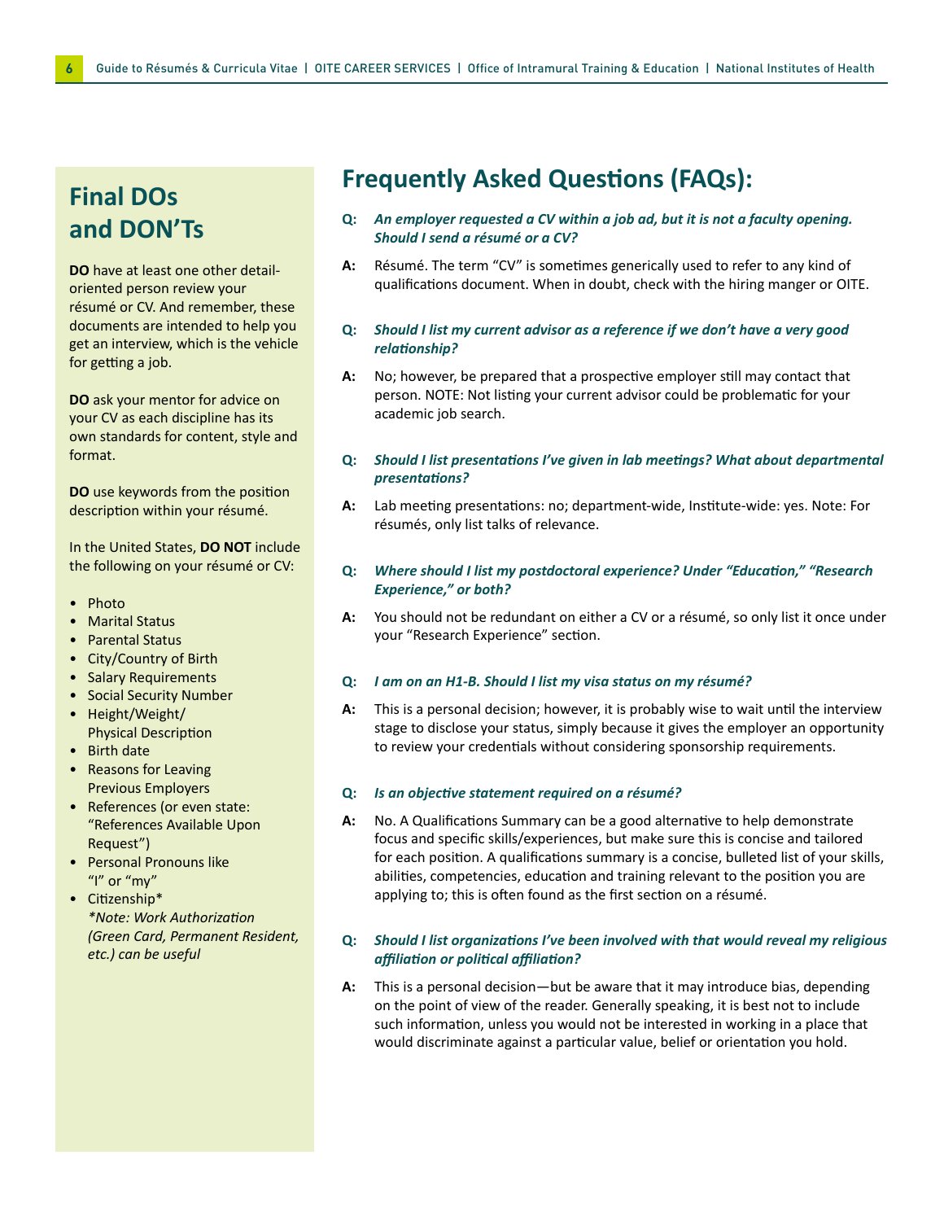## Final DOs and DON'Ts

**DO** have at least one other detail-oriented person review your résumé or CV. And remember, these documents are intended to help you get an interview, which is the vehicle for getting a job.

**DO** ask your mentor for advice on your CV as each discipline has its own standards for content, style and format.

**DO** use keywords from the position description within your résumé.

In the United States, **DO NOT** include the following on your résumé or CV:

- Photo
- Marital Status
- Parental Status
- City/Country of Birth
- Salary Requirements
- Social Security Number
- Height/Weight/ Physical Description
- Birth date
- Reasons for Leaving Previous Employers
- References (or even state: "References Available Upon Request")
- Personal Pronouns like "I" or "my"
- Citizenship*
  *\*Note: Work Authorization (Green Card, Permanent Resident, etc.) can be useful*

## Frequently Asked Questions (FAQs):

**Q:** ***An employer requested a CV within a job ad, but it is not a faculty opening. Should I send a résumé or a CV?***

**A:** Résumé. The term "CV" is sometimes generically used to refer to any kind of qualifications document. When in doubt, check with the hiring manger or OITE.

**Q:** ***Should I list my current advisor as a reference if we don't have a very good relationship?***

**A:** No; however, be prepared that a prospective employer still may contact that person. NOTE: Not listing your current advisor could be problematic for your academic job search.

**Q:** ***Should I list presentations I've given in lab meetings? What about departmental presentations?***

**A:** Lab meeting presentations: no; department-wide, Institute-wide: yes. Note: For résumés, only list talks of relevance.

**Q:** ***Where should I list my postdoctoral experience? Under "Education," "Research Experience," or both?***

**A:** You should not be redundant on either a CV or a résumé, so only list it once under your "Research Experience" section.

**Q:** ***I am on an H1-B. Should I list my visa status on my résumé?***

**A:** This is a personal decision; however, it is probably wise to wait until the interview stage to disclose your status, simply because it gives the employer an opportunity to review your credentials without considering sponsorship requirements.

**Q:** ***Is an objective statement required on a résumé?***

**A:** No. A Qualifications Summary can be a good alternative to help demonstrate focus and specific skills/experiences, but make sure this is concise and tailored for each position. A qualifications summary is a concise, bulleted list of your skills, abilities, competencies, education and training relevant to the position you are applying to; this is often found as the first section on a résumé.

**Q:** ***Should I list organizations I've been involved with that would reveal my religious affiliation or political affiliation?***

**A:** This is a personal decision—but be aware that it may introduce bias, depending on the point of view of the reader. Generally speaking, it is best not to include such information, unless you would not be interested in working in a place that would discriminate against a particular value, belief or orientation you hold.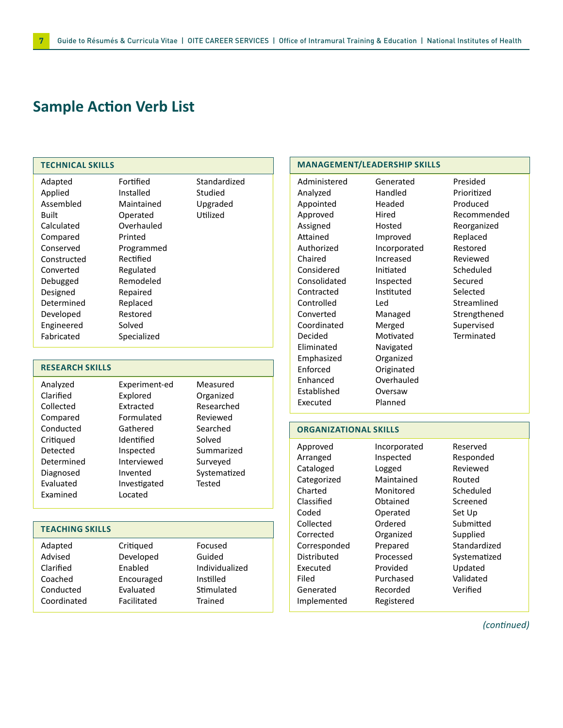# Sample Action Verb List

## TECHNICAL SKILLS

| | | |
|---|---|---|
| Adapted | Fortified | Standardized |
| Applied | Installed | Studied |
| Assembled | Maintained | Upgraded |
| Built | Operated | Utilized |
| Calculated | Overhauled | |
| Compared | Printed | |
| Conserved | Programmed | |
| Constructed | Rectified | |
| Converted | Regulated | |
| Debugged | Remodeled | |
| Designed | Repaired | |
| Determined | Replaced | |
| Developed | Restored | |
| Engineered | Solved | |
| Fabricated | Specialized | |

## RESEARCH SKILLS

| | | |
|---|---|---|
| Analyzed | Experiment-ed | Measured |
| Clarified | Explored | Organized |
| Collected | Extracted | Researched |
| Compared | Formulated | Reviewed |
| Conducted | Gathered | Searched |
| Critiqued | Identified | Solved |
| Detected | Inspected | Summarized |
| Determined | Interviewed | Surveyed |
| Diagnosed | Invented | Systematized |
| Evaluated | Investigated | Tested |
| Examined | Located | |

## TEACHING SKILLS

| | | |
|---|---|---|
| Adapted | Critiqued | Focused |
| Advised | Developed | Guided |
| Clarified | Enabled | Individualized |
| Coached | Encouraged | Instilled |
| Conducted | Evaluated | Stimulated |
| Coordinated | Facilitated | Trained |

## MANAGEMENT/LEADERSHIP SKILLS

| | | |
|---|---|---|
| Administered | Generated | Presided |
| Analyzed | Handled | Prioritized |
| Appointed | Headed | Produced |
| Approved | Hired | Recommended |
| Assigned | Hosted | Reorganized |
| Attained | Improved | Replaced |
| Authorized | Incorporated | Restored |
| Chaired | Increased | Reviewed |
| Considered | Initiated | Scheduled |
| Consolidated | Inspected | Secured |
| Contracted | Instituted | Selected |
| Controlled | Led | Streamlined |
| Converted | Managed | Strengthened |
| Coordinated | Merged | Supervised |
| Decided | Motivated | Terminated |
| Eliminated | Navigated | |
| Emphasized | Organized | |
| Enforced | Originated | |
| Enhanced | Overhauled | |
| Established | Oversaw | |
| Executed | Planned | |

## ORGANIZATIONAL SKILLS

| | | |
|---|---|---|
| Approved | Incorporated | Reserved |
| Arranged | Inspected | Responded |
| Cataloged | Logged | Reviewed |
| Categorized | Maintained | Routed |
| Charted | Monitored | Scheduled |
| Classified | Obtained | Screened |
| Coded | Operated | Set Up |
| Collected | Ordered | Submitted |
| Corrected | Organized | Supplied |
| Corresponded | Prepared | Standardized |
| Distributed | Processed | Systematized |
| Executed | Provided | Updated |
| Filed | Purchased | Validated |
| Generated | Recorded | Verified |
| Implemented | Registered | |

*(continued)*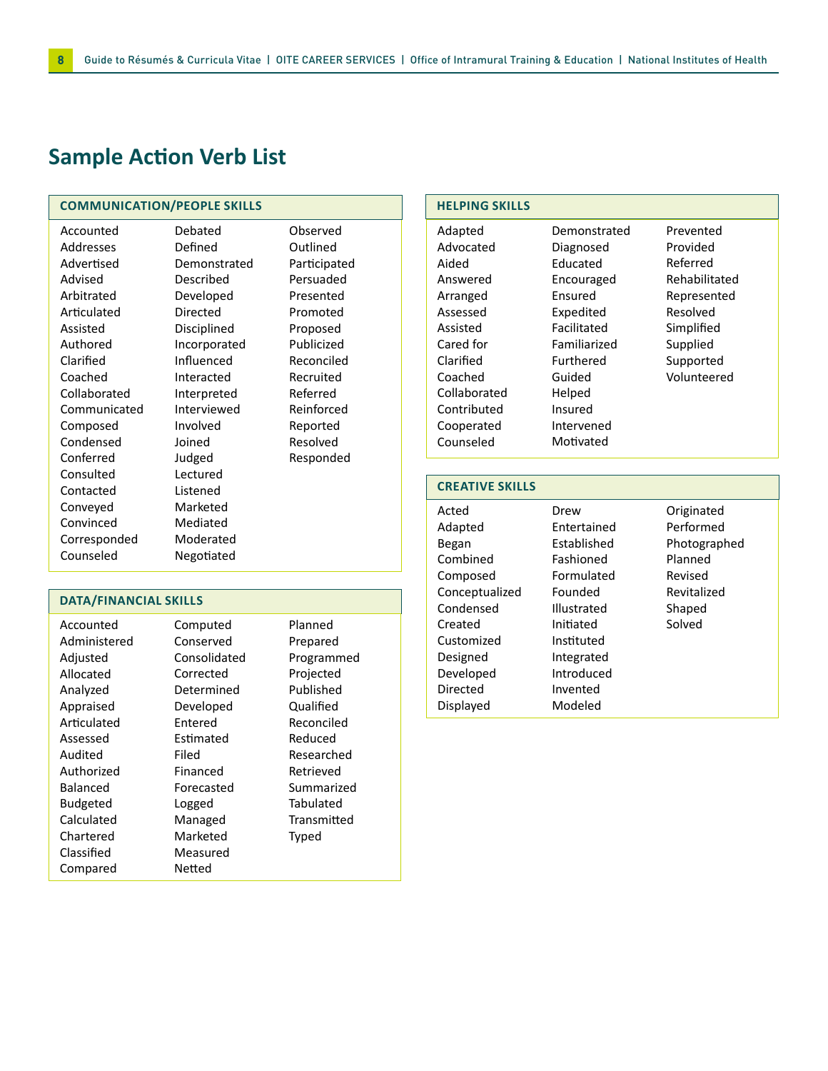# Sample Action Verb List

## COMMUNICATION/PEOPLE SKILLS

| | | |
|---|---|---|
| Accounted | Debated | Observed |
| Addresses | Defined | Outlined |
| Advertised | Demonstrated | Participated |
| Advised | Described | Persuaded |
| Arbitrated | Developed | Presented |
| Articulated | Directed | Promoted |
| Assisted | Disciplined | Proposed |
| Authored | Incorporated | Publicized |
| Clarified | Influenced | Reconciled |
| Coached | Interacted | Recruited |
| Collaborated | Interpreted | Referred |
| Communicated | Interviewed | Reinforced |
| Composed | Involved | Reported |
| Condensed | Joined | Resolved |
| Conferred | Judged | Responded |
| Consulted | Lectured | |
| Contacted | Listened | |
| Conveyed | Marketed | |
| Convinced | Mediated | |
| Corresponded | Moderated | |
| Counseled | Negotiated | |

## DATA/FINANCIAL SKILLS

| | | |
|---|---|---|
| Accounted | Computed | Planned |
| Administered | Conserved | Prepared |
| Adjusted | Consolidated | Programmed |
| Allocated | Corrected | Projected |
| Analyzed | Determined | Published |
| Appraised | Developed | Qualified |
| Articulated | Entered | Reconciled |
| Assessed | Estimated | Reduced |
| Audited | Filed | Researched |
| Authorized | Financed | Retrieved |
| Balanced | Forecasted | Summarized |
| Budgeted | Logged | Tabulated |
| Calculated | Managed | Transmitted |
| Chartered | Marketed | Typed |
| Classified | Measured | |
| Compared | Netted | |

## HELPING SKILLS

| | | |
|---|---|---|
| Adapted | Demonstrated | Prevented |
| Advocated | Diagnosed | Provided |
| Aided | Educated | Referred |
| Answered | Encouraged | Rehabilitated |
| Arranged | Ensured | Represented |
| Assessed | Expedited | Resolved |
| Assisted | Facilitated | Simplified |
| Cared for | Familiarized | Supplied |
| Clarified | Furthered | Supported |
| Coached | Guided | Volunteered |
| Collaborated | Helped | |
| Contributed | Insured | |
| Cooperated | Intervened | |
| Counseled | Motivated | |

## CREATIVE SKILLS

| | | |
|---|---|---|
| Acted | Drew | Originated |
| Adapted | Entertained | Performed |
| Began | Established | Photographed |
| Combined | Fashioned | Planned |
| Composed | Formulated | Revised |
| Conceptualized | Founded | Revitalized |
| Condensed | Illustrated | Shaped |
| Created | Initiated | Solved |
| Customized | Instituted | |
| Designed | Integrated | |
| Developed | Introduced | |
| Directed | Invented | |
| Displayed | Modeled | |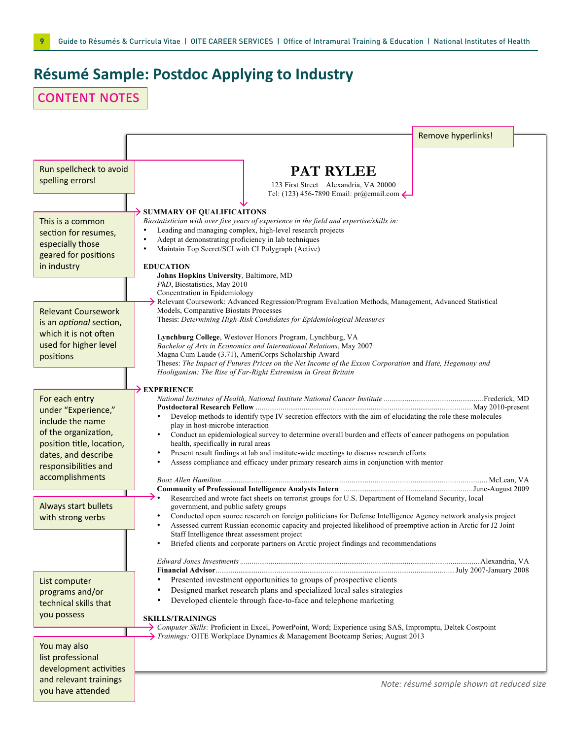# Résumé Sample: Postdoc Applying to Industry

## CONTENT NOTES

Remove hyperlinks!

Run spellcheck to avoid spelling errors!

This is a common section for resumes, especially those geared for positions in industry

Relevant Coursework is an *optional* section, which it is not often used for higher level positions

For each entry under "Experience," include the name of the organization, position title, location, dates, and describe responsibilities and accomplishments

Always start bullets with strong verbs

List computer programs and/or technical skills that you possess

You may also list professional development activities and relevant trainings you have attended

---

**PAT RYLEE**

123 First Street Alexandria, VA 20000
Tel: (123) 456-7890 Email: pr@email.com

**SUMMARY OF QUALIFICAITONS**

*Biostatistician with over five years of experience in the field and expertise/skills in:*

- Leading and managing complex, high-level research projects
- Adept at demonstrating proficiency in lab techniques
- Maintain Top Secret/SCI with CI Polygraph (Active)

**EDUCATION**

**Johns Hopkins University**, Baltimore, MD
*PhD*, Biostatistics, May 2010
Concentration in Epidemiology
Relevant Coursework: Advanced Regression/Program Evaluation Methods, Management, Advanced Statistical Models, Comparative Biostats Processes
Thesis: *Determining High-Risk Candidates for Epidemiological Measures*

**Lynchburg College**, Westover Honors Program, Lynchburg, VA
*Bachelor of Arts in Economics and International Relations*, May 2007
Magna Cum Laude (3.71), AmeriCorps Scholarship Award
Theses: *The Impact of Futures Prices on the Net Income of the Exxon Corporation* and *Hate, Hegemony and Hooliganism: The Rise of Far-Right Extremism in Great Britain*

**EXPERIENCE**

*National Institutes of Health, National Institute National Cancer Institute* .......... Frederick, MD
**Postdoctoral Research Fellow** .......... May 2010-present

- Develop methods to identify type IV secretion effectors with the aim of elucidating the role these molecules play in host-microbe interaction
- Conduct an epidemiological survey to determine overall burden and effects of cancer pathogens on population health, specifically in rural areas
- Present result findings at lab and institute-wide meetings to discuss research efforts
- Assess compliance and efficacy under primary research aims in conjunction with mentor

*Booz Allen Hamilton* .......... McLean, VA
**Community of Professional Intelligence Analysts Intern** .......... June-August 2009

- Researched and wrote fact sheets on terrorist groups for U.S. Department of Homeland Security, local government, and public safety groups
- Conducted open source research on foreign politicians for Defense Intelligence Agency network analysis project
- Assessed current Russian economic capacity and projected likelihood of preemptive action in Arctic for J2 Joint Staff Intelligence threat assessment project
- Briefed clients and corporate partners on Arctic project findings and recommendations

*Edward Jones Investments* .......... Alexandria, VA
**Financial Advisor** .......... July 2007-January 2008

- Presented investment opportunities to groups of prospective clients
- Designed market research plans and specialized local sales strategies
- Developed clientele through face-to-face and telephone marketing

**SKILLS/TRAININGS**

*Computer Skills:* Proficient in Excel, PowerPoint, Word; Experience using SAS, Impromptu, Deltek Costpoint
*Trainings:* OITE Workplace Dynamics & Management Bootcamp Series; August 2013

---

*Note: résumé sample shown at reduced size*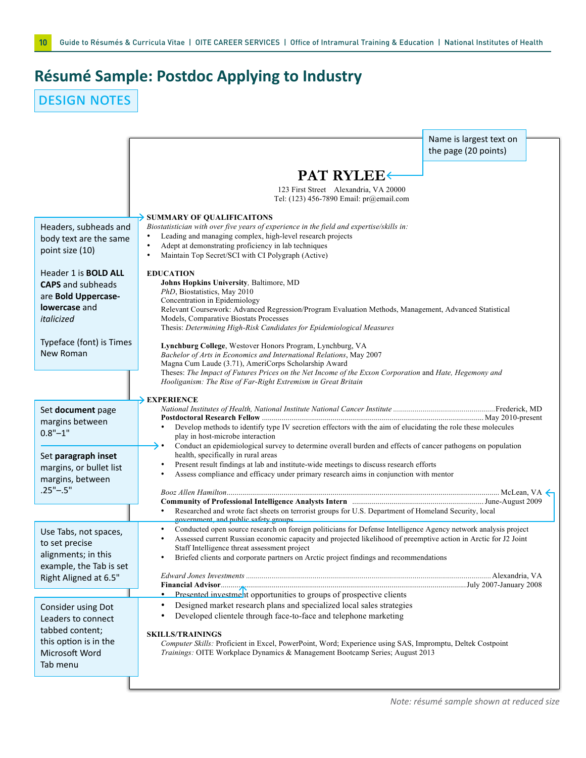# Résumé Sample: Postdoc Applying to Industry

## DESIGN NOTES

Name is largest text on the page (20 points)

Headers, subheads and body text are the same point size (10)

Header 1 is **BOLD ALL CAPS** and subheads are **Bold Uppercase-lowercase** and *italicized*

Typeface (font) is Times New Roman

Set **document** page margins between 0.8"–1"

Set **paragraph inset** margins, or bullet list margins, between .25"–.5"

Use Tabs, not spaces, to set precise alignments; in this example, the Tab is set Right Aligned at 6.5"

Consider using Dot Leaders to connect tabbed content; this option is in the Microsoft Word Tab menu

---

**PAT RYLEE**

123 First Street Alexandria, VA 20000
Tel: (123) 456-7890 Email: pr@email.com

**SUMMARY OF QUALIFICAITONS**

*Biostatistician with over five years of experience in the field and expertise/skills in:*

- Leading and managing complex, high-level research projects
- Adept at demonstrating proficiency in lab techniques
- Maintain Top Secret/SCI with CI Polygraph (Active)

**EDUCATION**

**Johns Hopkins University**, Baltimore, MD
*PhD*, Biostatistics, May 2010
Concentration in Epidemiology
Relevant Coursework: Advanced Regression/Program Evaluation Methods, Management, Advanced Statistical Models, Comparative Biostats Processes
Thesis: *Determining High-Risk Candidates for Epidemiological Measures*

**Lynchburg College**, Westover Honors Program, Lynchburg, VA
*Bachelor of Arts in Economics and International Relations*, May 2007
Magna Cum Laude (3.71), AmeriCorps Scholarship Award
Theses: *The Impact of Futures Prices on the Net Income of the Exxon Corporation* and *Hate, Hegemony and Hooliganism: The Rise of Far-Right Extremism in Great Britain*

**EXPERIENCE**

*National Institutes of Health, National Institute National Cancer Institute* .................... Frederick, MD
**Postdoctoral Research Fellow** .................... May 2010-present

- Develop methods to identify type IV secretion effectors with the aim of elucidating the role these molecules play in host-microbe interaction
- Conduct an epidemiological survey to determine overall burden and effects of cancer pathogens on population health, specifically in rural areas
- Present result findings at lab and institute-wide meetings to discuss research efforts
- Assess compliance and efficacy under primary research aims in conjunction with mentor

*Booz Allen Hamilton* .................... McLean, VA
**Community of Professional Intelligence Analysts Intern** .................... June-August 2009

- Researched and wrote fact sheets on terrorist groups for U.S. Department of Homeland Security, local government, and public safety groups
- Conducted open source research on foreign politicians for Defense Intelligence Agency network analysis project
- Assessed current Russian economic capacity and projected likelihood of preemptive action in Arctic for J2 Joint Staff Intelligence threat assessment project
- Briefed clients and corporate partners on Arctic project findings and recommendations

*Edward Jones Investments* .................... Alexandria, VA
**Financial Advisor** .................... July 2007-January 2008

- Presented investment opportunities to groups of prospective clients
- Designed market research plans and specialized local sales strategies
- Developed clientele through face-to-face and telephone marketing

**SKILLS/TRAININGS**

*Computer Skills:* Proficient in Excel, PowerPoint, Word; Experience using SAS, Impromptu, Deltek Costpoint
*Trainings:* OITE Workplace Dynamics & Management Bootcamp Series; August 2013

*Note: résumé sample shown at reduced size*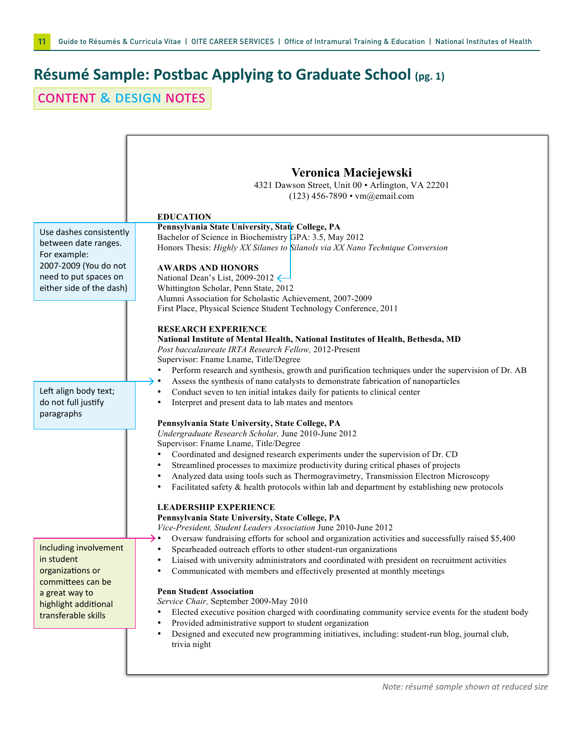# Résumé Sample: Postbac Applying to Graduate School (pg. 1)

CONTENT & DESIGN NOTES

Use dashes consistently between date ranges. For example: 2007-2009 (You do not need to put spaces on either side of the dash)

Left align body text; do not full justify paragraphs

Including involvement in student organizations or committees can be a great way to highlight additional transferable skills

---

**Veronica Maciejewski**
4321 Dawson Street, Unit 00 • Arlington, VA 22201
(123) 456-7890 • vm@email.com

**EDUCATION**

**Pennsylvania State University, State College, PA**
Bachelor of Science in Biochemistry GPA: 3.5, May 2012
Honors Thesis: *Highly XX Silanes to Silanols via XX Nano Technique Conversion*

**AWARDS AND HONORS**

National Dean's List, 2009-2012
Whittington Scholar, Penn State, 2012
Alumni Association for Scholastic Achievement, 2007-2009
First Place, Physical Science Student Technology Conference, 2011

**RESEARCH EXPERIENCE**

**National Institute of Mental Health, National Institutes of Health, Bethesda, MD**
*Post baccalaureate IRTA Research Fellow,* 2012-Present
Supervisor: Fname Lname, Title/Degree

- Perform research and synthesis, growth and purification techniques under the supervision of Dr. AB
- Assess the synthesis of nano catalysts to demonstrate fabrication of nanoparticles
- Conduct seven to ten initial intakes daily for patients to clinical center
- Interpret and present data to lab mates and mentors

**Pennsylvania State University, State College, PA**
*Undergraduate Research Scholar,* June 2010-June 2012
Supervisor: Fname Lname, Title/Degree

- Coordinated and designed research experiments under the supervision of Dr. CD
- Streamlined processes to maximize productivity during critical phases of projects
- Analyzed data using tools such as Thermogravimetry, Transmission Electron Microscopy
- Facilitated safety & health protocols within lab and department by establishing new protocols

**LEADERSHIP EXPERIENCE**

**Pennsylvania State University, State College, PA**
*Vice-President, Student Leaders Association* June 2010-June 2012

- Oversaw fundraising efforts for school and organization activities and successfully raised $5,400
- Spearheaded outreach efforts to other student-run organizations
- Liaised with university administrators and coordinated with president on recruitment activities
- Communicated with members and effectively presented at monthly meetings

**Penn Student Association**
*Service Chair,* September 2009-May 2010

- Elected executive position charged with coordinating community service events for the student body
- Provided administrative support to student organization
- Designed and executed new programming initiatives, including: student-run blog, journal club, trivia night

*Note: résumé sample shown at reduced size*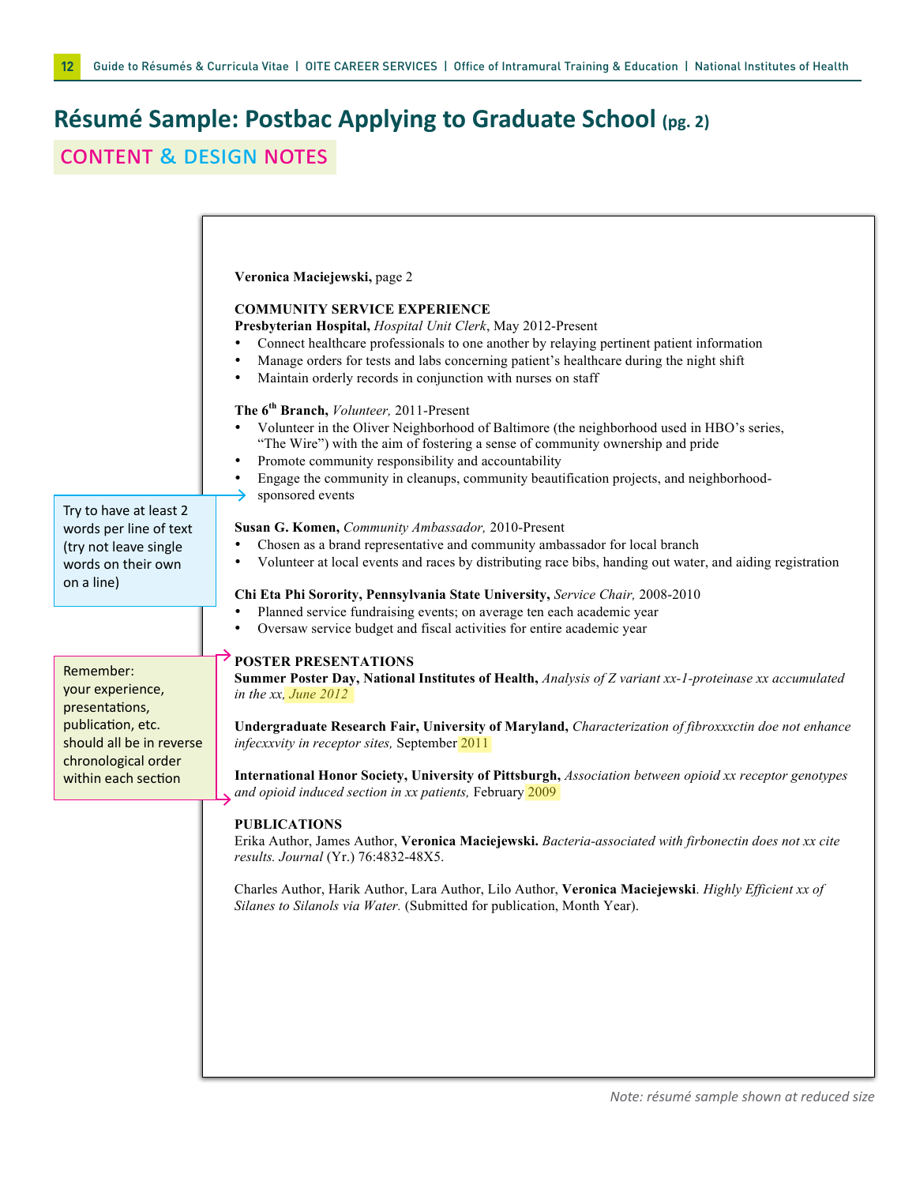# Résumé Sample: Postbac Applying to Graduate School (pg. 2)

## CONTENT & DESIGN NOTES

Try to have at least 2 words per line of text (try not leave single words on their own on a line)

Remember: your experience, presentations, publication, etc. should all be in reverse chronological order within each section

---

**Veronica Maciejewski,** page 2

**COMMUNITY SERVICE EXPERIENCE**

**Presbyterian Hospital,** *Hospital Unit Clerk*, May 2012-Present

- Connect healthcare professionals to one another by relaying pertinent patient information
- Manage orders for tests and labs concerning patient's healthcare during the night shift
- Maintain orderly records in conjunction with nurses on staff

**The 6th Branch,** *Volunteer,* 2011-Present

- Volunteer in the Oliver Neighborhood of Baltimore (the neighborhood used in HBO's series, "The Wire") with the aim of fostering a sense of community ownership and pride
- Promote community responsibility and accountability
- Engage the community in cleanups, community beautification projects, and neighborhood-sponsored events

**Susan G. Komen,** *Community Ambassador,* 2010-Present

- Chosen as a brand representative and community ambassador for local branch
- Volunteer at local events and races by distributing race bibs, handing out water, and aiding registration

**Chi Eta Phi Sorority, Pennsylvania State University,** *Service Chair,* 2008-2010

- Planned service fundraising events; on average ten each academic year
- Oversaw service budget and fiscal activities for entire academic year

**POSTER PRESENTATIONS**

**Summer Poster Day, National Institutes of Health,** *Analysis of Z variant xx-1-proteinase xx accumulated in the xx, June 2012*

**Undergraduate Research Fair, University of Maryland,** *Characterization of fibroxxxctin doe not enhance infecxxvity in receptor sites,* September 2011

**International Honor Society, University of Pittsburgh,** *Association between opioid xx receptor genotypes and opioid induced section in xx patients,* February 2009

**PUBLICATIONS**

Erika Author, James Author, **Veronica Maciejewski.** *Bacteria-associated with firbonectin does not xx cite results. Journal* (Yr.) 76:4832-48X5.

Charles Author, Harik Author, Lara Author, Lilo Author, **Veronica Maciejewski**. *Highly Efficient xx of Silanes to Silanols via Water.* (Submitted for publication, Month Year).

---

*Note: résumé sample shown at reduced size*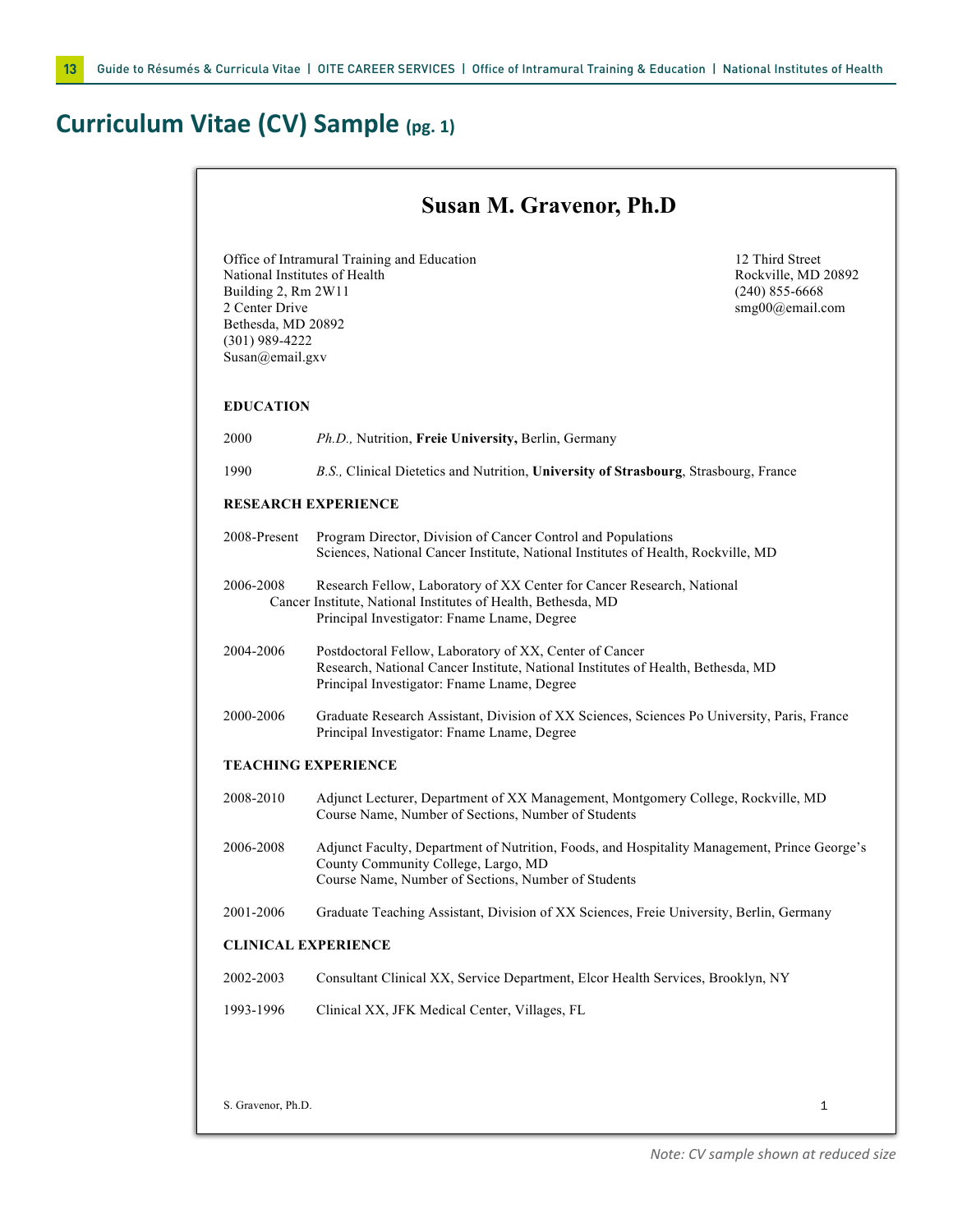# Curriculum Vitae (CV) Sample (pg. 1)

## Susan M. Gravenor, Ph.D

Office of Intramural Training and Education
National Institutes of Health
Building 2, Rm 2W11
2 Center Drive
Bethesda, MD 20892
(301) 989-4222
Susan@email.gxv

12 Third Street
Rockville, MD 20892
(240) 855-6668
smg00@email.com

**EDUCATION**

2000 *Ph.D.,* Nutrition, **Freie University,** Berlin, Germany

1990 *B.S.,* Clinical Dietetics and Nutrition, **University of Strasbourg**, Strasbourg, France

**RESEARCH EXPERIENCE**

2008-Present Program Director, Division of Cancer Control and Populations Sciences, National Cancer Institute, National Institutes of Health, Rockville, MD

2006-2008 Research Fellow, Laboratory of XX Center for Cancer Research, National Cancer Institute, National Institutes of Health, Bethesda, MD
Principal Investigator: Fname Lname, Degree

2004-2006 Postdoctoral Fellow, Laboratory of XX, Center of Cancer Research, National Cancer Institute, National Institutes of Health, Bethesda, MD
Principal Investigator: Fname Lname, Degree

2000-2006 Graduate Research Assistant, Division of XX Sciences, Sciences Po University, Paris, France
Principal Investigator: Fname Lname, Degree

**TEACHING EXPERIENCE**

2008-2010 Adjunct Lecturer, Department of XX Management, Montgomery College, Rockville, MD
Course Name, Number of Sections, Number of Students

2006-2008 Adjunct Faculty, Department of Nutrition, Foods, and Hospitality Management, Prince George's County Community College, Largo, MD
Course Name, Number of Sections, Number of Students

2001-2006 Graduate Teaching Assistant, Division of XX Sciences, Freie University, Berlin, Germany

**CLINICAL EXPERIENCE**

2002-2003 Consultant Clinical XX, Service Department, Elcor Health Services, Brooklyn, NY

1993-1996 Clinical XX, JFK Medical Center, Villages, FL

S. Gravenor, Ph.D. 1

*Note: CV sample shown at reduced size*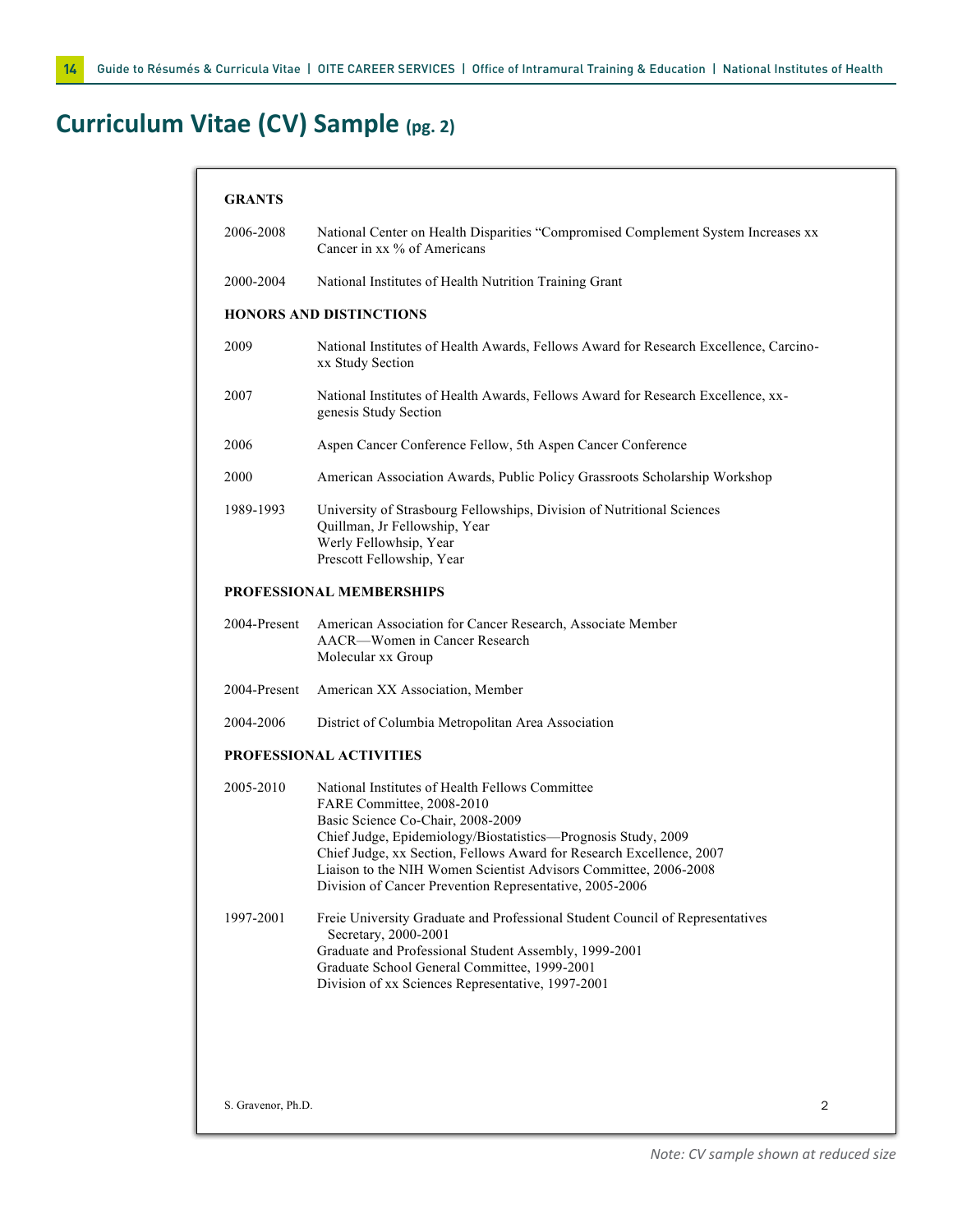# Curriculum Vitae (CV) Sample (pg. 2)

**GRANTS**

2006-2008 National Center on Health Disparities "Compromised Complement System Increases xx Cancer in xx % of Americans

2000-2004 National Institutes of Health Nutrition Training Grant

**HONORS AND DISTINCTIONS**

2009 National Institutes of Health Awards, Fellows Award for Research Excellence, Carcino-xx Study Section

2007 National Institutes of Health Awards, Fellows Award for Research Excellence, xx-genesis Study Section

2006 Aspen Cancer Conference Fellow, 5th Aspen Cancer Conference

2000 American Association Awards, Public Policy Grassroots Scholarship Workshop

1989-1993 University of Strasbourg Fellowships, Division of Nutritional Sciences
Quillman, Jr Fellowship, Year
Werly Fellowhsip, Year
Prescott Fellowship, Year

**PROFESSIONAL MEMBERSHIPS**

2004-Present American Association for Cancer Research, Associate Member
AACR—Women in Cancer Research
Molecular xx Group

2004-Present American XX Association, Member

2004-2006 District of Columbia Metropolitan Area Association

**PROFESSIONAL ACTIVITIES**

2005-2010 National Institutes of Health Fellows Committee
FARE Committee, 2008-2010
Basic Science Co-Chair, 2008-2009
Chief Judge, Epidemiology/Biostatistics—Prognosis Study, 2009
Chief Judge, xx Section, Fellows Award for Research Excellence, 2007
Liaison to the NIH Women Scientist Advisors Committee, 2006-2008
Division of Cancer Prevention Representative, 2005-2006

1997-2001 Freie University Graduate and Professional Student Council of Representatives
Secretary, 2000-2001
Graduate and Professional Student Assembly, 1999-2001
Graduate School General Committee, 1999-2001
Division of xx Sciences Representative, 1997-2001

S. Gravenor, Ph.D.

*Note: CV sample shown at reduced size*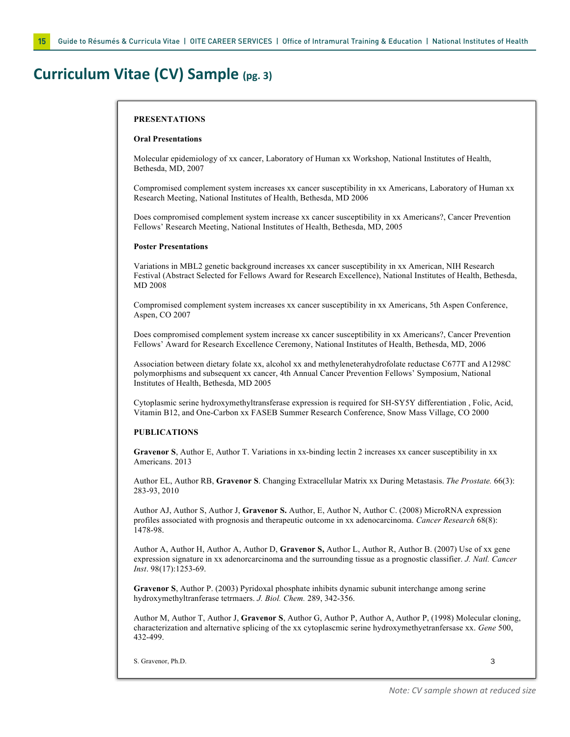# Curriculum Vitae (CV) Sample (pg. 3)

**PRESENTATIONS**

**Oral Presentations**

Molecular epidemiology of xx cancer, Laboratory of Human xx Workshop, National Institutes of Health, Bethesda, MD, 2007

Compromised complement system increases xx cancer susceptibility in xx Americans, Laboratory of Human xx Research Meeting, National Institutes of Health, Bethesda, MD 2006

Does compromised complement system increase xx cancer susceptibility in xx Americans?, Cancer Prevention Fellows' Research Meeting, National Institutes of Health, Bethesda, MD, 2005

**Poster Presentations**

Variations in MBL2 genetic background increases xx cancer susceptibility in xx American, NIH Research Festival (Abstract Selected for Fellows Award for Research Excellence), National Institutes of Health, Bethesda, MD 2008

Compromised complement system increases xx cancer susceptibility in xx Americans, 5th Aspen Conference, Aspen, CO 2007

Does compromised complement system increase xx cancer susceptibility in xx Americans?, Cancer Prevention Fellows' Award for Research Excellence Ceremony, National Institutes of Health, Bethesda, MD, 2006

Association between dietary folate xx, alcohol xx and methyleneterahydrofolate reductase C677T and A1298C polymorphisms and subsequent xx cancer, 4th Annual Cancer Prevention Fellows' Symposium, National Institutes of Health, Bethesda, MD 2005

Cytoplasmic serine hydroxymethyltransferase expression is required for SH-SY5Y differentiation , Folic, Acid, Vitamin B12, and One-Carbon xx FASEB Summer Research Conference, Snow Mass Village, CO 2000

**PUBLICATIONS**

**Gravenor S**, Author E, Author T. Variations in xx-binding lectin 2 increases xx cancer susceptibility in xx Americans. 2013

Author EL, Author RB, **Gravenor S**. Changing Extracellular Matrix xx During Metastasis. *The Prostate.* 66(3): 283-93, 2010

Author AJ, Author S, Author J, **Gravenor S.** Author, E, Author N, Author C. (2008) MicroRNA expression profiles associated with prognosis and therapeutic outcome in xx adenocarcinoma. *Cancer Research* 68(8): 1478-98.

Author A, Author H, Author A, Author D, **Gravenor S,** Author L, Author R, Author B. (2007) Use of xx gene expression signature in xx adenorcarcinoma and the surrounding tissue as a prognostic classifier. *J. Natl. Cancer Inst*. 98(17):1253-69.

**Gravenor S**, Author P. (2003) Pyridoxal phosphate inhibits dynamic subunit interchange among serine hydroxymethyltranferase tetrmaers. *J. Biol. Chem.* 289, 342-356.

Author M, Author T, Author J, **Gravenor S**, Author G, Author P, Author A, Author P, (1998) Molecular cloning, characterization and alternative splicing of the xx cytoplascmic serine hydroxymethyetranfersase xx. *Gene* 500, 432-499.

S. Gravenor, Ph.D.

*Note: CV sample shown at reduced size*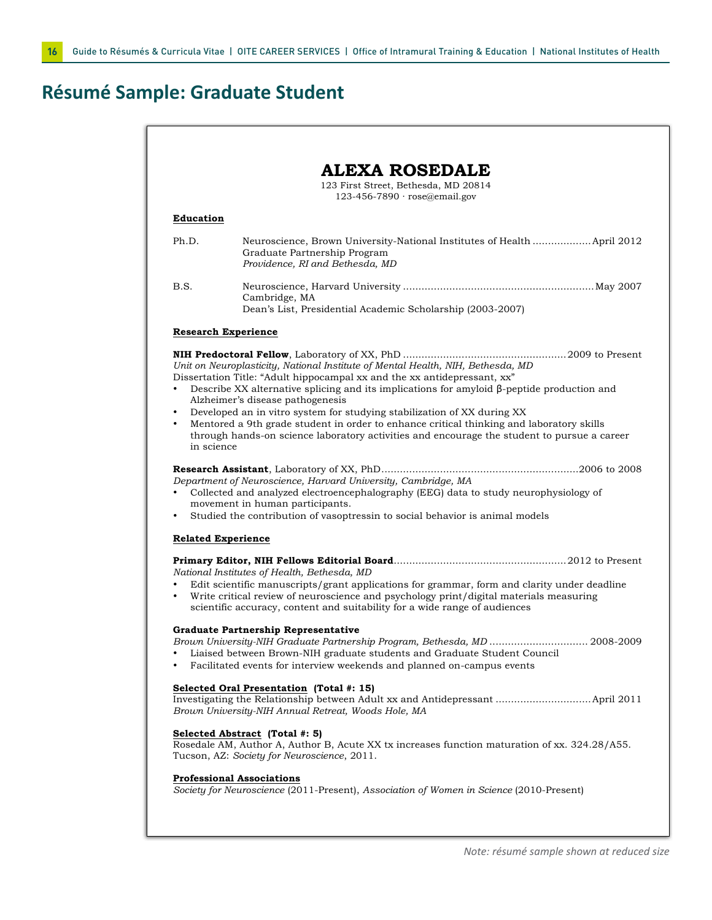# Résumé Sample: Graduate Student

## ALEXA ROSEDALE

123 First Street, Bethesda, MD 20814
123-456-7890 · rose@email.gov

**Education**

Ph.D. Neuroscience, Brown University-National Institutes of Health Graduate Partnership Program ................... April 2012
*Providence, RI and Bethesda, MD*

B.S. Neuroscience, Harvard University ................................................................ May 2007
Cambridge, MA
Dean's List, Presidential Academic Scholarship (2003-2007)

**Research Experience**

**NIH Predoctoral Fellow**, Laboratory of XX, PhD ........................................................ 2009 to Present
*Unit on Neuroplasticity, National Institute of Mental Health, NIH, Bethesda, MD*
Dissertation Title: "Adult hippocampal xx and the xx antidepressant, xx"

- Describe XX alternative splicing and its implications for amyloid β-peptide production and Alzheimer's disease pathogenesis
- Developed an in vitro system for studying stabilization of XX during XX
- Mentored a 9th grade student in order to enhance critical thinking and laboratory skills through hands-on science laboratory activities and encourage the student to pursue a career in science

**Research Assistant**, Laboratory of XX, PhD ................................................................. 2006 to 2008
*Department of Neuroscience, Harvard University, Cambridge, MA*

- Collected and analyzed electroencephalography (EEG) data to study neurophysiology of movement in human participants.
- Studied the contribution of vasopressin to social behavior is animal models

**Related Experience**

**Primary Editor, NIH Fellows Editorial Board** ........................................................ 2012 to Present
*National Institutes of Health, Bethesda, MD*

- Edit scientific manuscripts/grant applications for grammar, form and clarity under deadline
- Write critical review of neuroscience and psychology print/digital materials measuring scientific accuracy, content and suitability for a wide range of audiences

**Graduate Partnership Representative**
*Brown University-NIH Graduate Partnership Program, Bethesda, MD* ................................ 2008-2009

- Liaised between Brown-NIH graduate students and Graduate Student Council
- Facilitated events for interview weekends and planned on-campus events

**Selected Oral Presentation (Total #: 15)**
Investigating the Relationship between Adult xx and Antidepressant ............................... April 2011
*Brown University-NIH Annual Retreat, Woods Hole, MA*

**Selected Abstract (Total #: 5)**
Rosedale AM, Author A, Author B, Acute XX tx increases function maturation of xx. 324.28/A55. Tucson, AZ: *Society for Neuroscience*, 2011.

**Professional Associations**
*Society for Neuroscience* (2011-Present), *Association of Women in Science* (2010-Present)

*Note: résumé sample shown at reduced size*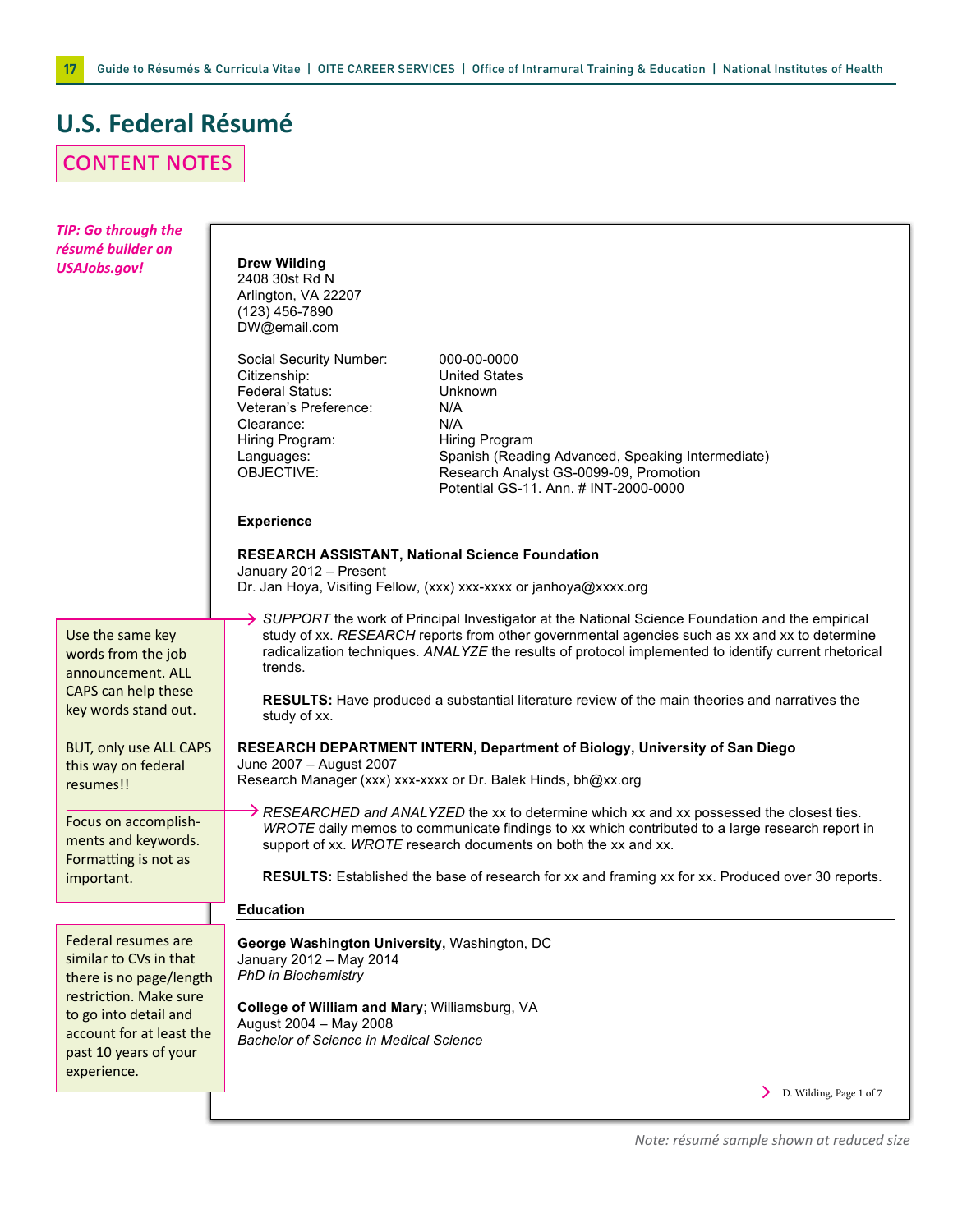# U.S. Federal Résumé

## CONTENT NOTES

***TIP: Go through the résumé builder on USAJobs.gov!***

Use the same key words from the job announcement. ALL CAPS can help these key words stand out.

BUT, only use ALL CAPS this way on federal resumes!!

Focus on accomplishments and keywords. Formatting is not as important.

Federal resumes are similar to CVs in that there is no page/length restriction. Make sure to go into detail and account for at least the past 10 years of your experience.

---

**Drew Wilding**
2408 30st Rd N
Arlington, VA 22207
(123) 456-7890
DW@email.com

| | |
|---|---|
| Social Security Number: | 000-00-0000 |
| Citizenship: | United States |
| Federal Status: | Unknown |
| Veteran's Preference: | N/A |
| Clearance: | N/A |
| Hiring Program: | Hiring Program |
| Languages: | Spanish (Reading Advanced, Speaking Intermediate) |
| OBJECTIVE: | Research Analyst GS-0099-09, Promotion Potential GS-11. Ann. # INT-2000-0000 |

### Experience

**RESEARCH ASSISTANT, National Science Foundation**
January 2012 – Present
Dr. Jan Hoya, Visiting Fellow, (xxx) xxx-xxxx or janhoya@xxxx.org

*SUPPORT* the work of Principal Investigator at the National Science Foundation and the empirical study of xx. *RESEARCH* reports from other governmental agencies such as xx and xx to determine radicalization techniques. *ANALYZE* the results of protocol implemented to identify current rhetorical trends.

**RESULTS:** Have produced a substantial literature review of the main theories and narratives the study of xx.

**RESEARCH DEPARTMENT INTERN, Department of Biology, University of San Diego**
June 2007 – August 2007
Research Manager (xxx) xxx-xxxx or Dr. Balek Hinds, bh@xx.org

*RESEARCHED and ANALYZED* the xx to determine which xx and xx possessed the closest ties. *WROTE* daily memos to communicate findings to xx which contributed to a large research report in support of xx. *WROTE* research documents on both the xx and xx.

**RESULTS:** Established the base of research for xx and framing xx for xx. Produced over 30 reports.

### Education

**George Washington University,** Washington, DC
January 2012 – May 2014
*PhD in Biochemistry*

**College of William and Mary**; Williamsburg, VA
August 2004 – May 2008
*Bachelor of Science in Medical Science*

D. Wilding, Page 1 of 7

*Note: résumé sample shown at reduced size*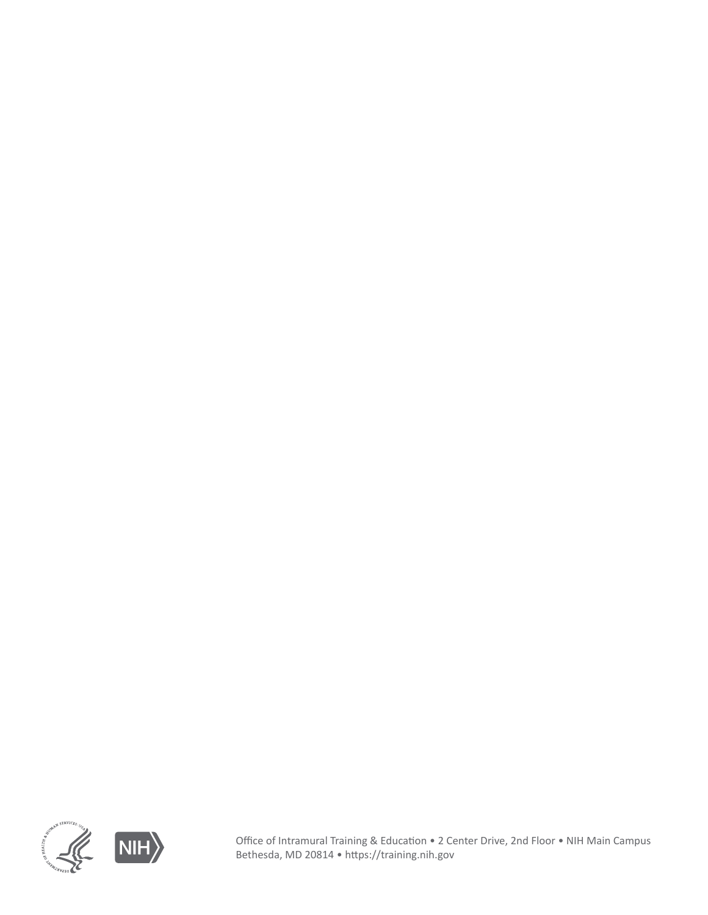Office of Intramural Training & Education • 2 Center Drive, 2nd Floor • NIH Main Campus
Bethesda, MD 20814 • https://training.nih.gov